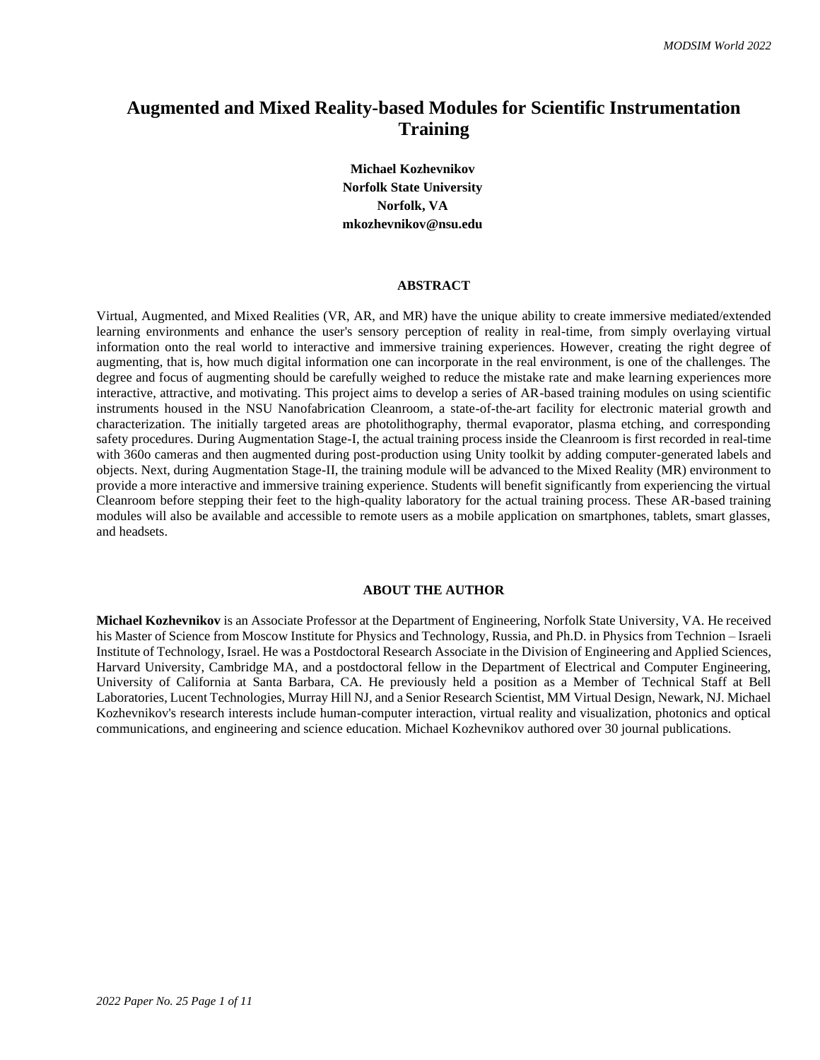# Augmented and Mixed Reality-based Modules for Scientific Instrumentation Training

**Michael Kozhevnikov**
**Norfolk State University**
**Norfolk, VA**
**mkozhevnikov@nsu.edu**

## ABSTRACT

Virtual, Augmented, and Mixed Realities (VR, AR, and MR) have the unique ability to create immersive mediated/extended learning environments and enhance the user's sensory perception of reality in real-time, from simply overlaying virtual information onto the real world to interactive and immersive training experiences. However, creating the right degree of augmenting, that is, how much digital information one can incorporate in the real environment, is one of the challenges. The degree and focus of augmenting should be carefully weighed to reduce the mistake rate and make learning experiences more interactive, attractive, and motivating. This project aims to develop a series of AR-based training modules on using scientific instruments housed in the NSU Nanofabrication Cleanroom, a state-of-the-art facility for electronic material growth and characterization. The initially targeted areas are photolithography, thermal evaporator, plasma etching, and corresponding safety procedures. During Augmentation Stage-I, the actual training process inside the Cleanroom is first recorded in real-time with 360o cameras and then augmented during post-production using Unity toolkit by adding computer-generated labels and objects. Next, during Augmentation Stage-II, the training module will be advanced to the Mixed Reality (MR) environment to provide a more interactive and immersive training experience. Students will benefit significantly from experiencing the virtual Cleanroom before stepping their feet to the high-quality laboratory for the actual training process. These AR-based training modules will also be available and accessible to remote users as a mobile application on smartphones, tablets, smart glasses, and headsets.

## ABOUT THE AUTHOR

**Michael Kozhevnikov** is an Associate Professor at the Department of Engineering, Norfolk State University, VA. He received his Master of Science from Moscow Institute for Physics and Technology, Russia, and Ph.D. in Physics from Technion – Israeli Institute of Technology, Israel. He was a Postdoctoral Research Associate in the Division of Engineering and Applied Sciences, Harvard University, Cambridge MA, and a postdoctoral fellow in the Department of Electrical and Computer Engineering, University of California at Santa Barbara, CA. He previously held a position as a Member of Technical Staff at Bell Laboratories, Lucent Technologies, Murray Hill NJ, and a Senior Research Scientist, MM Virtual Design, Newark, NJ. Michael Kozhevnikov's research interests include human-computer interaction, virtual reality and visualization, photonics and optical communications, and engineering and science education. Michael Kozhevnikov authored over 30 journal publications.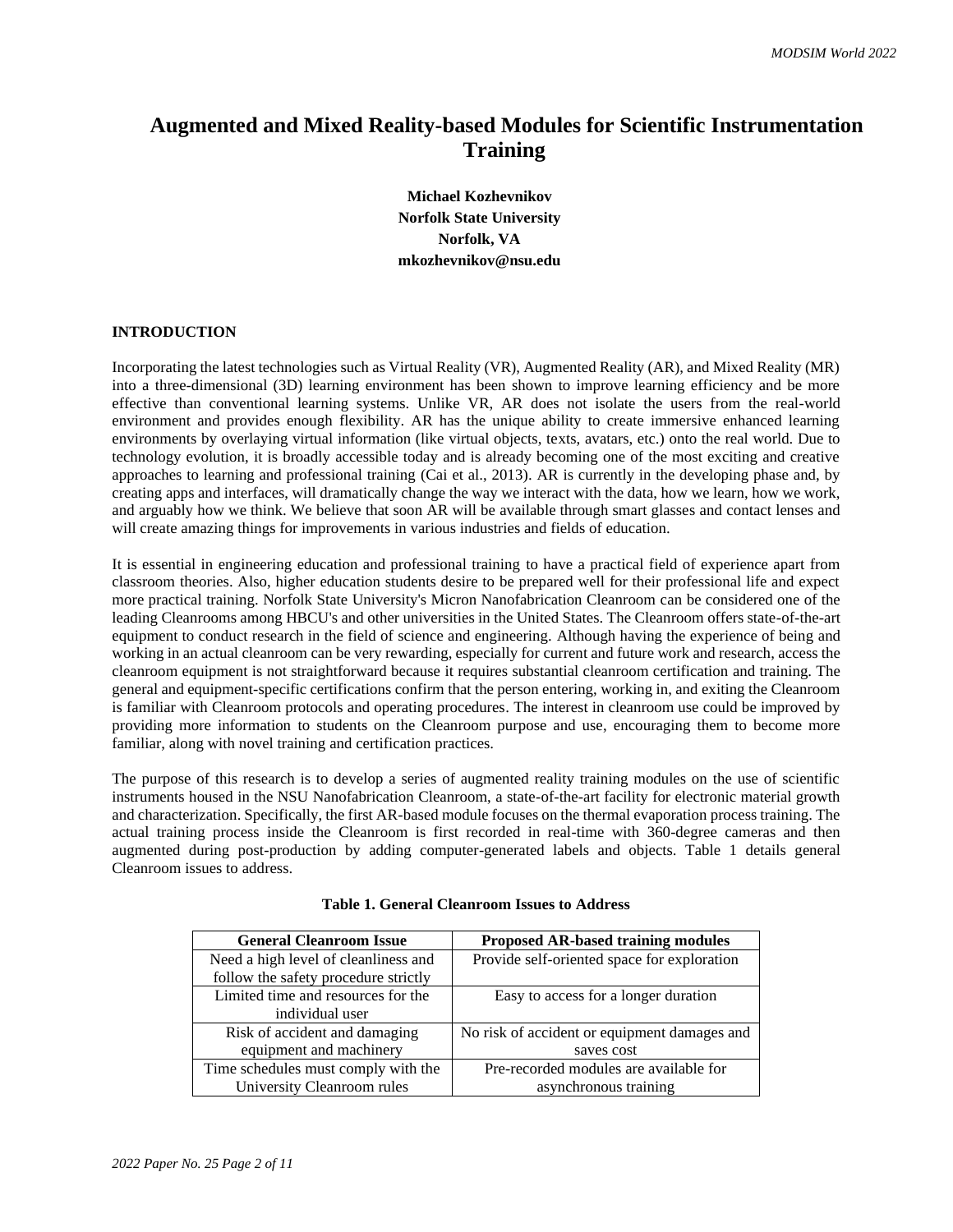# Augmented and Mixed Reality-based Modules for Scientific Instrumentation Training

**Michael Kozhevnikov**
**Norfolk State University**
**Norfolk, VA**
**mkozhevnikov@nsu.edu**

## INTRODUCTION

Incorporating the latest technologies such as Virtual Reality (VR), Augmented Reality (AR), and Mixed Reality (MR) into a three-dimensional (3D) learning environment has been shown to improve learning efficiency and be more effective than conventional learning systems. Unlike VR, AR does not isolate the users from the real-world environment and provides enough flexibility. AR has the unique ability to create immersive enhanced learning environments by overlaying virtual information (like virtual objects, texts, avatars, etc.) onto the real world. Due to technology evolution, it is broadly accessible today and is already becoming one of the most exciting and creative approaches to learning and professional training (Cai et al., 2013). AR is currently in the developing phase and, by creating apps and interfaces, will dramatically change the way we interact with the data, how we learn, how we work, and arguably how we think. We believe that soon AR will be available through smart glasses and contact lenses and will create amazing things for improvements in various industries and fields of education.

It is essential in engineering education and professional training to have a practical field of experience apart from classroom theories. Also, higher education students desire to be prepared well for their professional life and expect more practical training. Norfolk State University's Micron Nanofabrication Cleanroom can be considered one of the leading Cleanrooms among HBCU's and other universities in the United States. The Cleanroom offers state-of-the-art equipment to conduct research in the field of science and engineering. Although having the experience of being and working in an actual cleanroom can be very rewarding, especially for current and future work and research, access the cleanroom equipment is not straightforward because it requires substantial cleanroom certification and training. The general and equipment-specific certifications confirm that the person entering, working in, and exiting the Cleanroom is familiar with Cleanroom protocols and operating procedures. The interest in cleanroom use could be improved by providing more information to students on the Cleanroom purpose and use, encouraging them to become more familiar, along with novel training and certification practices.

The purpose of this research is to develop a series of augmented reality training modules on the use of scientific instruments housed in the NSU Nanofabrication Cleanroom, a state-of-the-art facility for electronic material growth and characterization. Specifically, the first AR-based module focuses on the thermal evaporation process training. The actual training process inside the Cleanroom is first recorded in real-time with 360-degree cameras and then augmented during post-production by adding computer-generated labels and objects. Table 1 details general Cleanroom issues to address.

**Table 1. General Cleanroom Issues to Address**

| General Cleanroom Issue | Proposed AR-based training modules |
|---|---|
| Need a high level of cleanliness and follow the safety procedure strictly | Provide self-oriented space for exploration |
| Limited time and resources for the individual user | Easy to access for a longer duration |
| Risk of accident and damaging equipment and machinery | No risk of accident or equipment damages and saves cost |
| Time schedules must comply with the University Cleanroom rules | Pre-recorded modules are available for asynchronous training |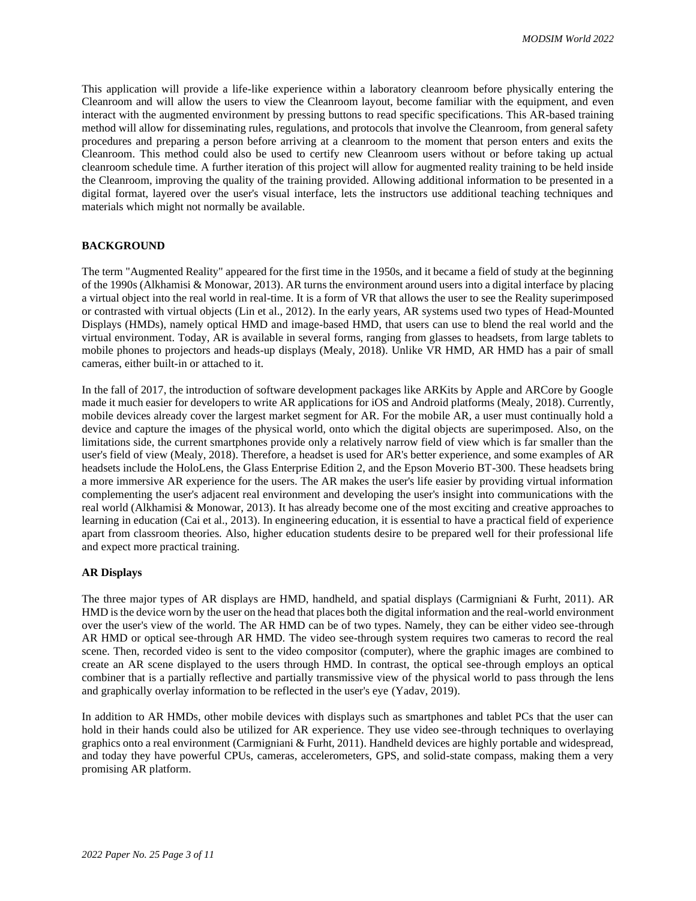This application will provide a life-like experience within a laboratory cleanroom before physically entering the Cleanroom and will allow the users to view the Cleanroom layout, become familiar with the equipment, and even interact with the augmented environment by pressing buttons to read specific specifications. This AR-based training method will allow for disseminating rules, regulations, and protocols that involve the Cleanroom, from general safety procedures and preparing a person before arriving at a cleanroom to the moment that person enters and exits the Cleanroom. This method could also be used to certify new Cleanroom users without or before taking up actual cleanroom schedule time. A further iteration of this project will allow for augmented reality training to be held inside the Cleanroom, improving the quality of the training provided. Allowing additional information to be presented in a digital format, layered over the user's visual interface, lets the instructors use additional teaching techniques and materials which might not normally be available.

## BACKGROUND

The term "Augmented Reality" appeared for the first time in the 1950s, and it became a field of study at the beginning of the 1990s (Alkhamisi & Monowar, 2013). AR turns the environment around users into a digital interface by placing a virtual object into the real world in real-time. It is a form of VR that allows the user to see the Reality superimposed or contrasted with virtual objects (Lin et al., 2012). In the early years, AR systems used two types of Head-Mounted Displays (HMDs), namely optical HMD and image-based HMD, that users can use to blend the real world and the virtual environment. Today, AR is available in several forms, ranging from glasses to headsets, from large tablets to mobile phones to projectors and heads-up displays (Mealy, 2018). Unlike VR HMD, AR HMD has a pair of small cameras, either built-in or attached to it.

In the fall of 2017, the introduction of software development packages like ARKits by Apple and ARCore by Google made it much easier for developers to write AR applications for iOS and Android platforms (Mealy, 2018). Currently, mobile devices already cover the largest market segment for AR. For the mobile AR, a user must continually hold a device and capture the images of the physical world, onto which the digital objects are superimposed. Also, on the limitations side, the current smartphones provide only a relatively narrow field of view which is far smaller than the user's field of view (Mealy, 2018). Therefore, a headset is used for AR's better experience, and some examples of AR headsets include the HoloLens, the Glass Enterprise Edition 2, and the Epson Moverio BT-300. These headsets bring a more immersive AR experience for the users. The AR makes the user's life easier by providing virtual information complementing the user's adjacent real environment and developing the user's insight into communications with the real world (Alkhamisi & Monowar, 2013). It has already become one of the most exciting and creative approaches to learning in education (Cai et al., 2013). In engineering education, it is essential to have a practical field of experience apart from classroom theories. Also, higher education students desire to be prepared well for their professional life and expect more practical training.

### AR Displays

The three major types of AR displays are HMD, handheld, and spatial displays (Carmigniani & Furht, 2011). AR HMD is the device worn by the user on the head that places both the digital information and the real-world environment over the user's view of the world. The AR HMD can be of two types. Namely, they can be either video see-through AR HMD or optical see-through AR HMD. The video see-through system requires two cameras to record the real scene. Then, recorded video is sent to the video compositor (computer), where the graphic images are combined to create an AR scene displayed to the users through HMD. In contrast, the optical see-through employs an optical combiner that is a partially reflective and partially transmissive view of the physical world to pass through the lens and graphically overlay information to be reflected in the user's eye (Yadav, 2019).

In addition to AR HMDs, other mobile devices with displays such as smartphones and tablet PCs that the user can hold in their hands could also be utilized for AR experience. They use video see-through techniques to overlaying graphics onto a real environment (Carmigniani & Furht, 2011). Handheld devices are highly portable and widespread, and today they have powerful CPUs, cameras, accelerometers, GPS, and solid-state compass, making them a very promising AR platform.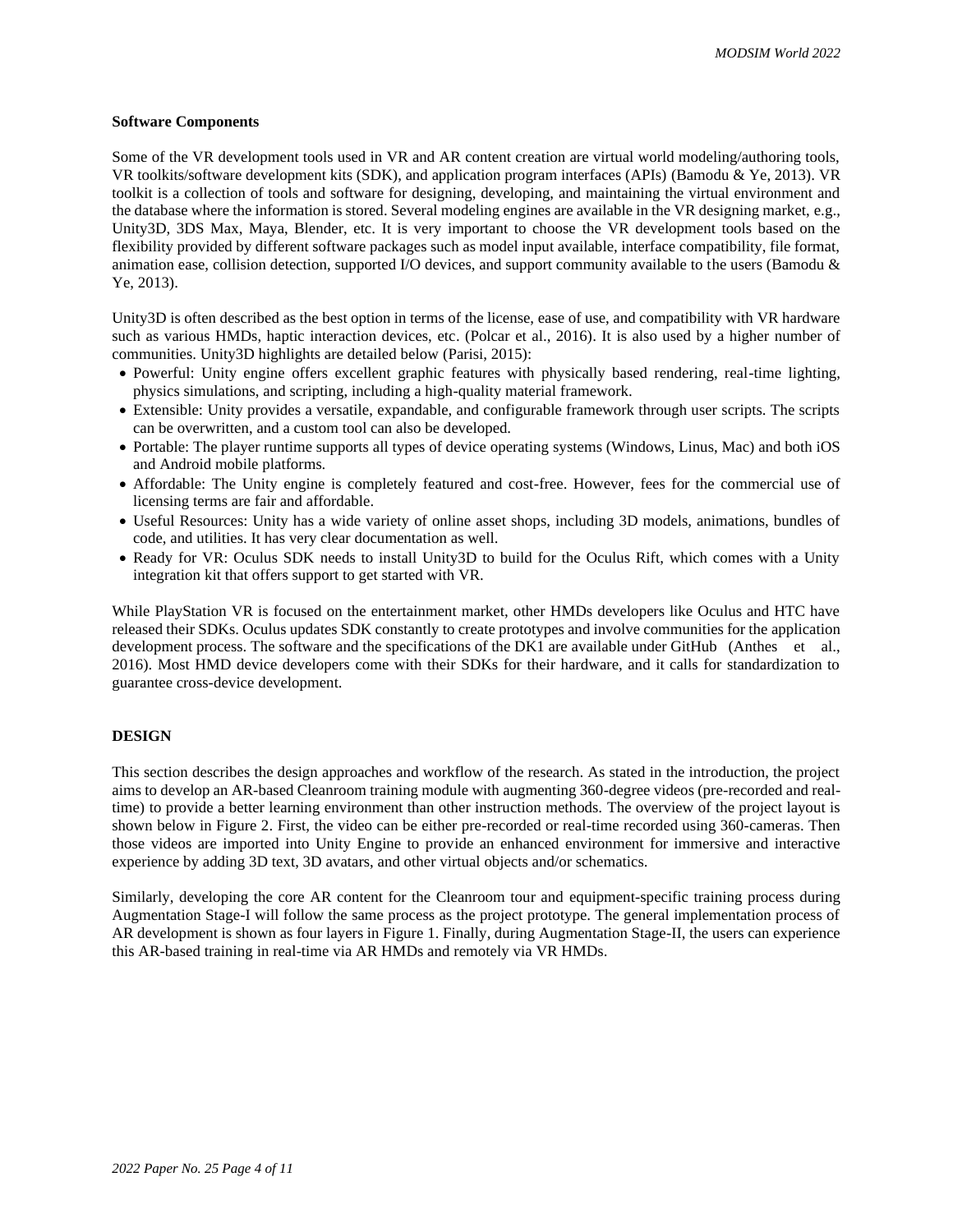**Software Components**

Some of the VR development tools used in VR and AR content creation are virtual world modeling/authoring tools, VR toolkits/software development kits (SDK), and application program interfaces (APIs) (Bamodu & Ye, 2013). VR toolkit is a collection of tools and software for designing, developing, and maintaining the virtual environment and the database where the information is stored. Several modeling engines are available in the VR designing market, e.g., Unity3D, 3DS Max, Maya, Blender, etc. It is very important to choose the VR development tools based on the flexibility provided by different software packages such as model input available, interface compatibility, file format, animation ease, collision detection, supported I/O devices, and support community available to the users (Bamodu & Ye, 2013).

Unity3D is often described as the best option in terms of the license, ease of use, and compatibility with VR hardware such as various HMDs, haptic interaction devices, etc. (Polcar et al., 2016). It is also used by a higher number of communities. Unity3D highlights are detailed below (Parisi, 2015):

- Powerful: Unity engine offers excellent graphic features with physically based rendering, real-time lighting, physics simulations, and scripting, including a high-quality material framework.
- Extensible: Unity provides a versatile, expandable, and configurable framework through user scripts. The scripts can be overwritten, and a custom tool can also be developed.
- Portable: The player runtime supports all types of device operating systems (Windows, Linus, Mac) and both iOS and Android mobile platforms.
- Affordable: The Unity engine is completely featured and cost-free. However, fees for the commercial use of licensing terms are fair and affordable.
- Useful Resources: Unity has a wide variety of online asset shops, including 3D models, animations, bundles of code, and utilities. It has very clear documentation as well.
- Ready for VR: Oculus SDK needs to install Unity3D to build for the Oculus Rift, which comes with a Unity integration kit that offers support to get started with VR.

While PlayStation VR is focused on the entertainment market, other HMDs developers like Oculus and HTC have released their SDKs. Oculus updates SDK constantly to create prototypes and involve communities for the application development process. The software and the specifications of the DK1 are available under GitHub (Anthes et al., 2016). Most HMD device developers come with their SDKs for their hardware, and it calls for standardization to guarantee cross-device development.

**DESIGN**

This section describes the design approaches and workflow of the research. As stated in the introduction, the project aims to develop an AR-based Cleanroom training module with augmenting 360-degree videos (pre-recorded and real-time) to provide a better learning environment than other instruction methods. The overview of the project layout is shown below in Figure 2. First, the video can be either pre-recorded or real-time recorded using 360-cameras. Then those videos are imported into Unity Engine to provide an enhanced environment for immersive and interactive experience by adding 3D text, 3D avatars, and other virtual objects and/or schematics.

Similarly, developing the core AR content for the Cleanroom tour and equipment-specific training process during Augmentation Stage-I will follow the same process as the project prototype. The general implementation process of AR development is shown as four layers in Figure 1. Finally, during Augmentation Stage-II, the users can experience this AR-based training in real-time via AR HMDs and remotely via VR HMDs.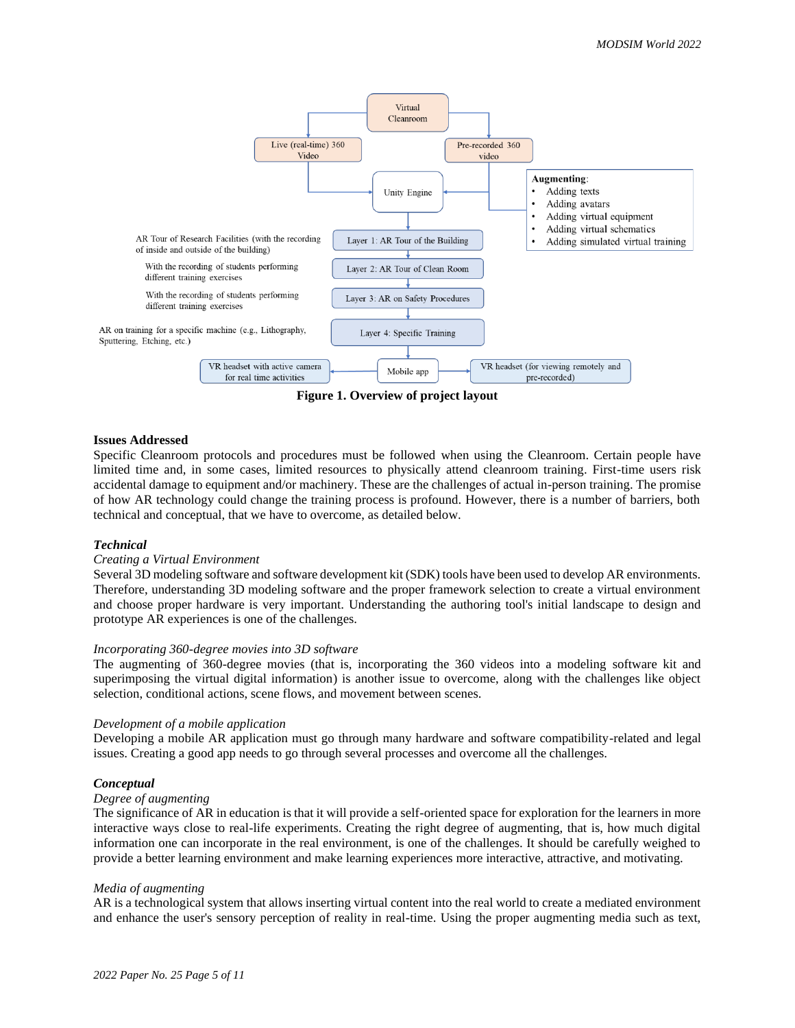**Figure 1. Overview of project layout**

## Issues Addressed

Specific Cleanroom protocols and procedures must be followed when using the Cleanroom. Certain people have limited time and, in some cases, limited resources to physically attend cleanroom training. First-time users risk accidental damage to equipment and/or machinery. These are the challenges of actual in-person training. The promise of how AR technology could change the training process is profound. However, there is a number of barriers, both technical and conceptual, that we have to overcome, as detailed below.

### *Technical*

*Creating a Virtual Environment*

Several 3D modeling software and software development kit (SDK) tools have been used to develop AR environments. Therefore, understanding 3D modeling software and the proper framework selection to create a virtual environment and choose proper hardware is very important. Understanding the authoring tool's initial landscape to design and prototype AR experiences is one of the challenges.

*Incorporating 360-degree movies into 3D software*

The augmenting of 360-degree movies (that is, incorporating the 360 videos into a modeling software kit and superimposing the virtual digital information) is another issue to overcome, along with the challenges like object selection, conditional actions, scene flows, and movement between scenes.

*Development of a mobile application*

Developing a mobile AR application must go through many hardware and software compatibility-related and legal issues. Creating a good app needs to go through several processes and overcome all the challenges.

### *Conceptual*

*Degree of augmenting*

The significance of AR in education is that it will provide a self-oriented space for exploration for the learners in more interactive ways close to real-life experiments. Creating the right degree of augmenting, that is, how much digital information one can incorporate in the real environment, is one of the challenges. It should be carefully weighed to provide a better learning environment and make learning experiences more interactive, attractive, and motivating.

*Media of augmenting*

AR is a technological system that allows inserting virtual content into the real world to create a mediated environment and enhance the user's sensory perception of reality in real-time. Using the proper augmenting media such as text,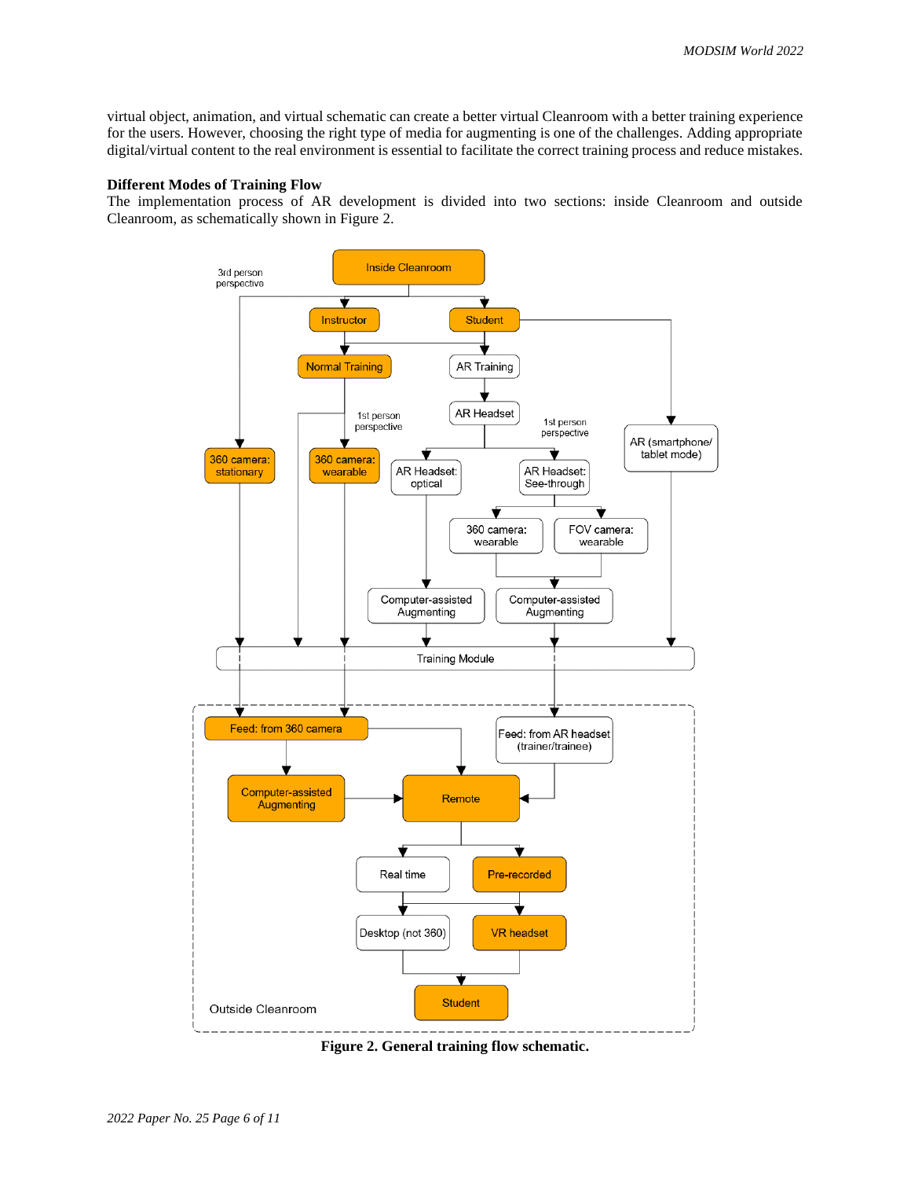virtual object, animation, and virtual schematic can create a better virtual Cleanroom with a better training experience for the users. However, choosing the right type of media for augmenting is one of the challenges. Adding appropriate digital/virtual content to the real environment is essential to facilitate the correct training process and reduce mistakes.

**Different Modes of Training Flow**

The implementation process of AR development is divided into two sections: inside Cleanroom and outside Cleanroom, as schematically shown in Figure 2.

**Figure 2. General training flow schematic.**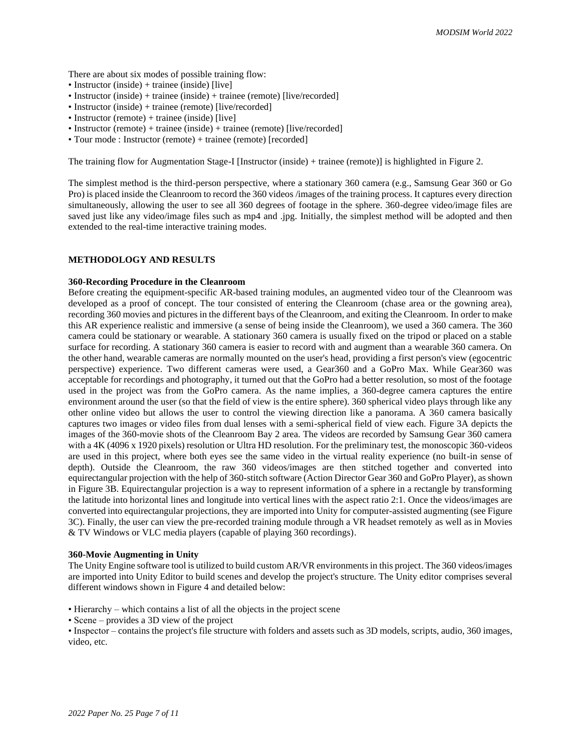There are about six modes of possible training flow:

- Instructor (inside) + trainee (inside) [live]
- Instructor (inside) + trainee (inside) + trainee (remote) [live/recorded]
- Instructor (inside) + trainee (remote) [live/recorded]
- Instructor (remote) + trainee (inside) [live]
- Instructor (remote) + trainee (inside) + trainee (remote) [live/recorded]
- Tour mode : Instructor (remote) + trainee (remote) [recorded]

The training flow for Augmentation Stage-I [Instructor (inside) + trainee (remote)] is highlighted in Figure 2.

The simplest method is the third-person perspective, where a stationary 360 camera (e.g., Samsung Gear 360 or Go Pro) is placed inside the Cleanroom to record the 360 videos /images of the training process. It captures every direction simultaneously, allowing the user to see all 360 degrees of footage in the sphere. 360-degree video/image files are saved just like any video/image files such as mp4 and .jpg. Initially, the simplest method will be adopted and then extended to the real-time interactive training modes.

## METHODOLOGY AND RESULTS

### 360-Recording Procedure in the Cleanroom

Before creating the equipment-specific AR-based training modules, an augmented video tour of the Cleanroom was developed as a proof of concept. The tour consisted of entering the Cleanroom (chase area or the gowning area), recording 360 movies and pictures in the different bays of the Cleanroom, and exiting the Cleanroom. In order to make this AR experience realistic and immersive (a sense of being inside the Cleanroom), we used a 360 camera. The 360 camera could be stationary or wearable. A stationary 360 camera is usually fixed on the tripod or placed on a stable surface for recording. A stationary 360 camera is easier to record with and augment than a wearable 360 camera. On the other hand, wearable cameras are normally mounted on the user's head, providing a first person's view (egocentric perspective) experience. Two different cameras were used, a Gear360 and a GoPro Max. While Gear360 was acceptable for recordings and photography, it turned out that the GoPro had a better resolution, so most of the footage used in the project was from the GoPro camera. As the name implies, a 360-degree camera captures the entire environment around the user (so that the field of view is the entire sphere). 360 spherical video plays through like any other online video but allows the user to control the viewing direction like a panorama. A 360 camera basically captures two images or video files from dual lenses with a semi-spherical field of view each. Figure 3A depicts the images of the 360-movie shots of the Cleanroom Bay 2 area. The videos are recorded by Samsung Gear 360 camera with a 4K (4096 x 1920 pixels) resolution or Ultra HD resolution. For the preliminary test, the monoscopic 360-videos are used in this project, where both eyes see the same video in the virtual reality experience (no built-in sense of depth). Outside the Cleanroom, the raw 360 videos/images are then stitched together and converted into equirectangular projection with the help of 360-stitch software (Action Director Gear 360 and GoPro Player), as shown in Figure 3B. Equirectangular projection is a way to represent information of a sphere in a rectangle by transforming the latitude into horizontal lines and longitude into vertical lines with the aspect ratio 2:1. Once the videos/images are converted into equirectangular projections, they are imported into Unity for computer-assisted augmenting (see Figure 3C). Finally, the user can view the pre-recorded training module through a VR headset remotely as well as in Movies & TV Windows or VLC media players (capable of playing 360 recordings).

### 360-Movie Augmenting in Unity

The Unity Engine software tool is utilized to build custom AR/VR environments in this project. The 360 videos/images are imported into Unity Editor to build scenes and develop the project's structure. The Unity editor comprises several different windows shown in Figure 4 and detailed below:

- Hierarchy – which contains a list of all the objects in the project scene
- Scene – provides a 3D view of the project
- Inspector – contains the project's file structure with folders and assets such as 3D models, scripts, audio, 360 images, video, etc.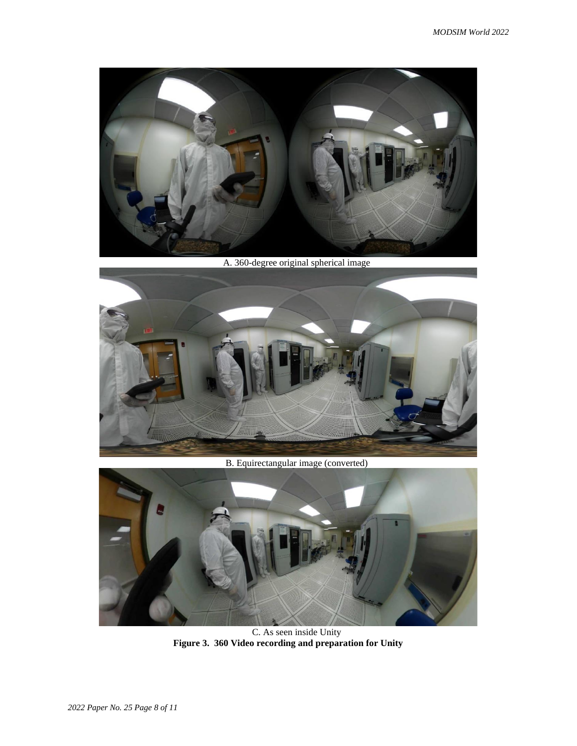A. 360-degree original spherical image

B. Equirectangular image (converted)

C. As seen inside Unity

**Figure 3. 360 Video recording and preparation for Unity**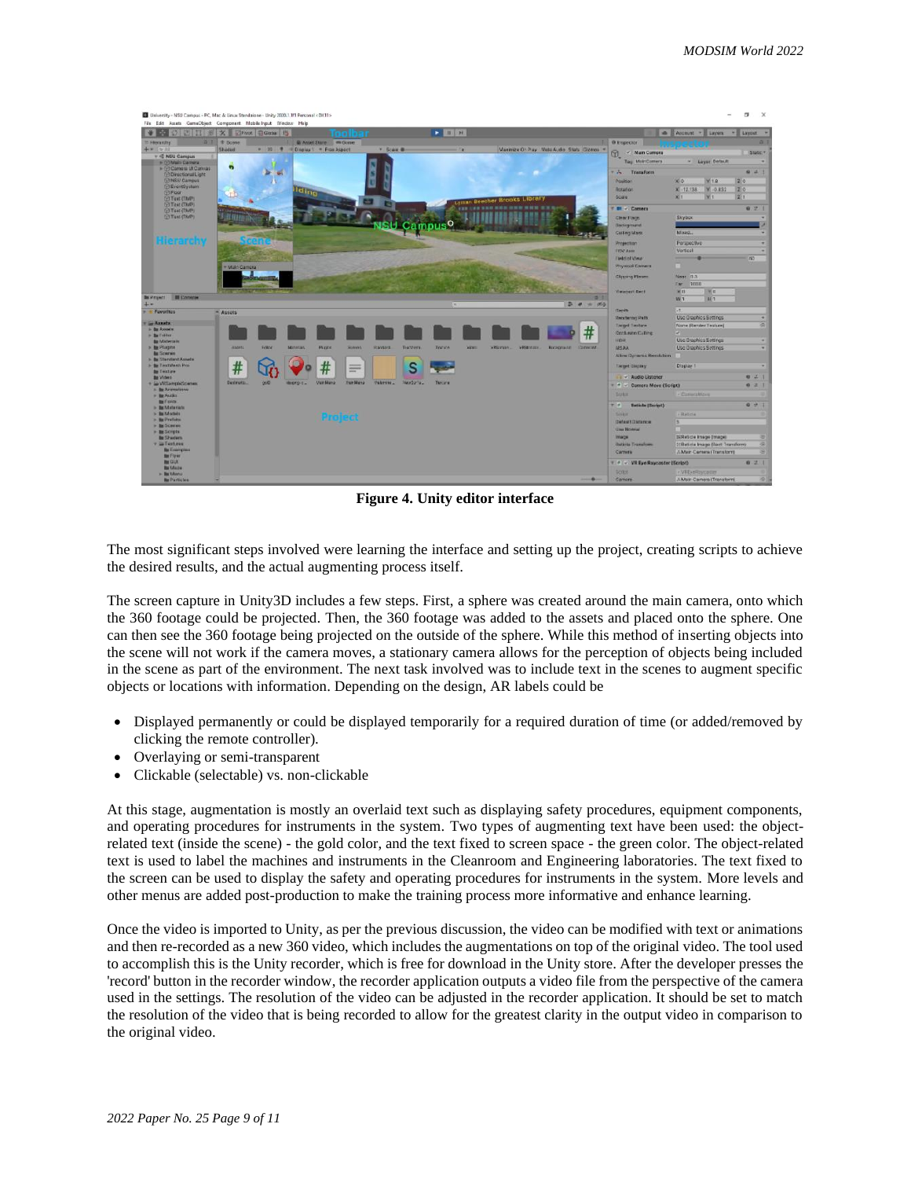**Figure 4. Unity editor interface**

The most significant steps involved were learning the interface and setting up the project, creating scripts to achieve the desired results, and the actual augmenting process itself.

The screen capture in Unity3D includes a few steps. First, a sphere was created around the main camera, onto which the 360 footage could be projected. Then, the 360 footage was added to the assets and placed onto the sphere. One can then see the 360 footage being projected on the outside of the sphere. While this method of inserting objects into the scene will not work if the camera moves, a stationary camera allows for the perception of objects being included in the scene as part of the environment. The next task involved was to include text in the scenes to augment specific objects or locations with information. Depending on the design, AR labels could be

- Displayed permanently or could be displayed temporarily for a required duration of time (or added/removed by clicking the remote controller).
- Overlaying or semi-transparent
- Clickable (selectable) vs. non-clickable

At this stage, augmentation is mostly an overlaid text such as displaying safety procedures, equipment components, and operating procedures for instruments in the system. Two types of augmenting text have been used: the object-related text (inside the scene) - the gold color, and the text fixed to screen space - the green color. The object-related text is used to label the machines and instruments in the Cleanroom and Engineering laboratories. The text fixed to the screen can be used to display the safety and operating procedures for instruments in the system. More levels and other menus are added post-production to make the training process more informative and enhance learning.

Once the video is imported to Unity, as per the previous discussion, the video can be modified with text or animations and then re-recorded as a new 360 video, which includes the augmentations on top of the original video. The tool used to accomplish this is the Unity recorder, which is free for download in the Unity store. After the developer presses the 'record' button in the recorder window, the recorder application outputs a video file from the perspective of the camera used in the settings. The resolution of the video can be adjusted in the recorder application. It should be set to match the resolution of the video that is being recorded to allow for the greatest clarity in the output video in comparison to the original video.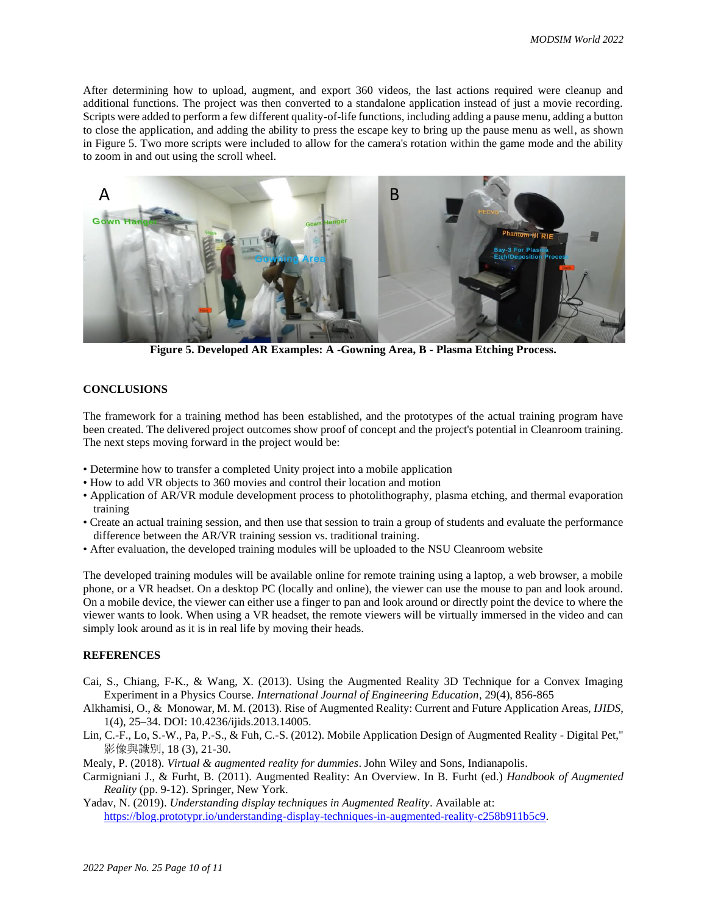After determining how to upload, augment, and export 360 videos, the last actions required were cleanup and additional functions. The project was then converted to a standalone application instead of just a movie recording. Scripts were added to perform a few different quality-of-life functions, including adding a pause menu, adding a button to close the application, and adding the ability to press the escape key to bring up the pause menu as well, as shown in Figure 5. Two more scripts were included to allow for the camera's rotation within the game mode and the ability to zoom in and out using the scroll wheel.

**Figure 5. Developed AR Examples: A -Gowning Area, B - Plasma Etching Process.**

## CONCLUSIONS

The framework for a training method has been established, and the prototypes of the actual training program have been created. The delivered project outcomes show proof of concept and the project's potential in Cleanroom training. The next steps moving forward in the project would be:

- Determine how to transfer a completed Unity project into a mobile application
- How to add VR objects to 360 movies and control their location and motion
- Application of AR/VR module development process to photolithography, plasma etching, and thermal evaporation training
- Create an actual training session, and then use that session to train a group of students and evaluate the performance difference between the AR/VR training session vs. traditional training.
- After evaluation, the developed training modules will be uploaded to the NSU Cleanroom website

The developed training modules will be available online for remote training using a laptop, a web browser, a mobile phone, or a VR headset. On a desktop PC (locally and online), the viewer can use the mouse to pan and look around. On a mobile device, the viewer can either use a finger to pan and look around or directly point the device to where the viewer wants to look. When using a VR headset, the remote viewers will be virtually immersed in the video and can simply look around as it is in real life by moving their heads.

## REFERENCES

Cai, S., Chiang, F-K., & Wang, X. (2013). Using the Augmented Reality 3D Technique for a Convex Imaging Experiment in a Physics Course. *International Journal of Engineering Education*, 29(4), 856-865

Alkhamisi, O., & Monowar, M. M. (2013). Rise of Augmented Reality: Current and Future Application Areas, *IJIDS*, 1(4), 25–34. DOI: 10.4236/ijids.2013.14005.

Lin, C.-F., Lo, S.-W., Pa, P.-S., & Fuh, C.-S. (2012). Mobile Application Design of Augmented Reality - Digital Pet," 影像與識別, 18 (3), 21-30.

Mealy, P. (2018). *Virtual & augmented reality for dummies*. John Wiley and Sons, Indianapolis.

Carmigniani J., & Furht, B. (2011). Augmented Reality: An Overview. In B. Furht (ed.) *Handbook of Augmented Reality* (pp. 9-12). Springer, New York.

Yadav, N. (2019). *Understanding display techniques in Augmented Reality*. Available at: https://blog.prototypr.io/understanding-display-techniques-in-augmented-reality-c258b911b5c9.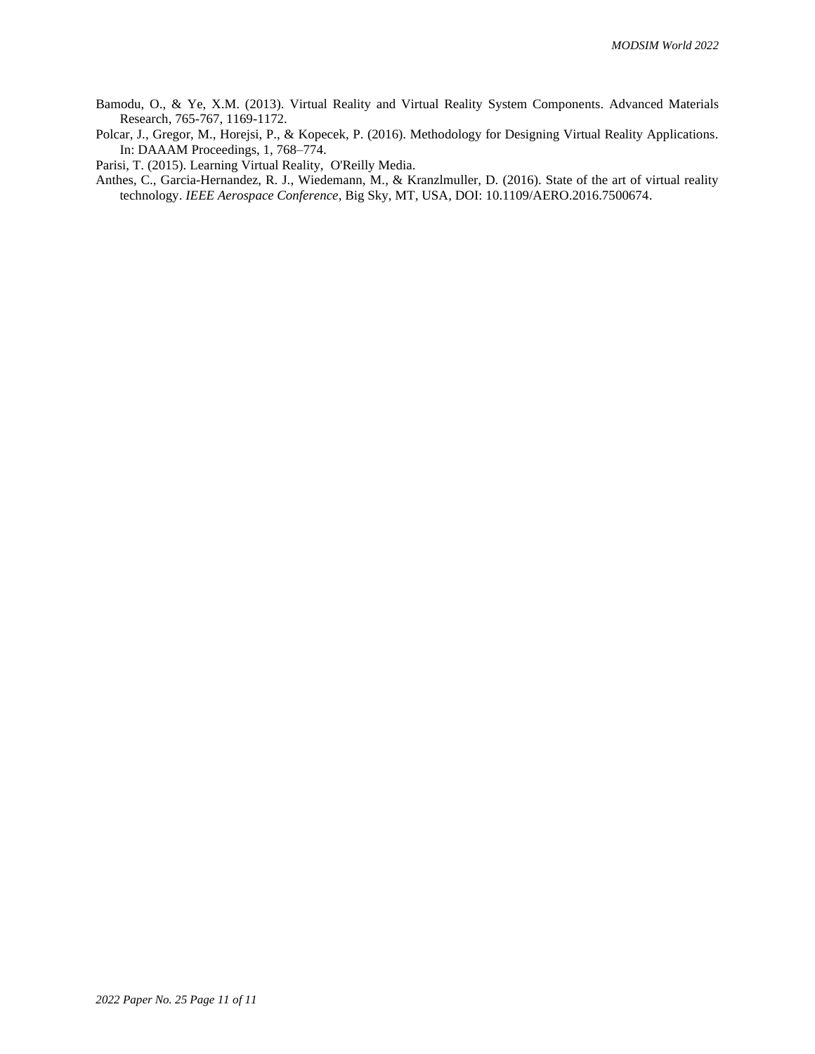Bamodu, O., & Ye, X.M. (2013). Virtual Reality and Virtual Reality System Components. Advanced Materials Research, 765-767, 1169-1172.

Polcar, J., Gregor, M., Horejsi, P., & Kopecek, P. (2016). Methodology for Designing Virtual Reality Applications. In: DAAAM Proceedings, 1, 768–774.

Parisi, T. (2015). Learning Virtual Reality, O'Reilly Media.

Anthes, C., Garcia-Hernandez, R. J., Wiedemann, M., & Kranzlmuller, D. (2016). State of the art of virtual reality technology. *IEEE Aerospace Conference*, Big Sky, MT, USA, DOI: 10.1109/AERO.2016.7500674.